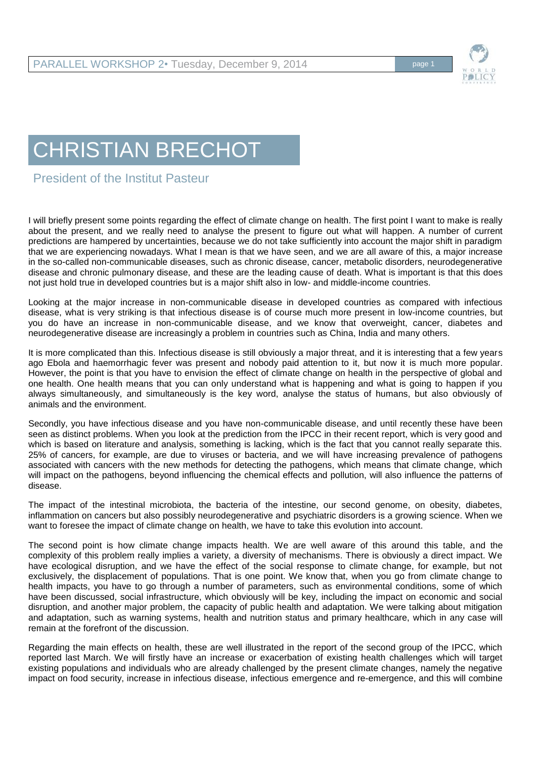# CHRISTIAN BRECHOT

## President of the Institut Pasteur

I will briefly present some points regarding the effect of climate change on health. The first point I want to make is really about the present, and we really need to analyse the present to figure out what will happen. A number of current predictions are hampered by uncertainties, because we do not take sufficiently into account the major shift in paradigm that we are experiencing nowadays. What I mean is that we have seen, and we are all aware of this, a major increase in the so-called non-communicable diseases, such as chronic disease, cancer, metabolic disorders, neurodegenerative disease and chronic pulmonary disease, and these are the leading cause of death. What is important is that this does not just hold true in developed countries but is a major shift also in low- and middle-income countries.

Looking at the major increase in non-communicable disease in developed countries as compared with infectious disease, what is very striking is that infectious disease is of course much more present in low-income countries, but you do have an increase in non-communicable disease, and we know that overweight, cancer, diabetes and neurodegenerative disease are increasingly a problem in countries such as China, India and many others.

It is more complicated than this. Infectious disease is still obviously a major threat, and it is interesting that a few years ago Ebola and haemorrhagic fever was present and nobody paid attention to it, but now it is much more popular. However, the point is that you have to envision the effect of climate change on health in the perspective of global and one health. One health means that you can only understand what is happening and what is going to happen if you always simultaneously, and simultaneously is the key word, analyse the status of humans, but also obviously of animals and the environment.

Secondly, you have infectious disease and you have non-communicable disease, and until recently these have been seen as distinct problems. When you look at the prediction from the IPCC in their recent report, which is very good and which is based on literature and analysis, something is lacking, which is the fact that you cannot really separate this. 25% of cancers, for example, are due to viruses or bacteria, and we will have increasing prevalence of pathogens associated with cancers with the new methods for detecting the pathogens, which means that climate change, which will impact on the pathogens, beyond influencing the chemical effects and pollution, will also influence the patterns of disease.

The impact of the intestinal microbiota, the bacteria of the intestine, our second genome, on obesity, diabetes, inflammation on cancers but also possibly neurodegenerative and psychiatric disorders is a growing science. When we want to foresee the impact of climate change on health, we have to take this evolution into account.

The second point is how climate change impacts health. We are well aware of this around this table, and the complexity of this problem really implies a variety, a diversity of mechanisms. There is obviously a direct impact. We have ecological disruption, and we have the effect of the social response to climate change, for example, but not exclusively, the displacement of populations. That is one point. We know that, when you go from climate change to health impacts, you have to go through a number of parameters, such as environmental conditions, some of which have been discussed, social infrastructure, which obviously will be key, including the impact on economic and social disruption, and another major problem, the capacity of public health and adaptation. We were talking about mitigation and adaptation, such as warning systems, health and nutrition status and primary healthcare, which in any case will remain at the forefront of the discussion.

Regarding the main effects on health, these are well illustrated in the report of the second group of the IPCC, which reported last March. We will firstly have an increase or exacerbation of existing health challenges which will target existing populations and individuals who are already challenged by the present climate changes, namely the negative impact on food security, increase in infectious disease, infectious emergence and re-emergence, and this will combine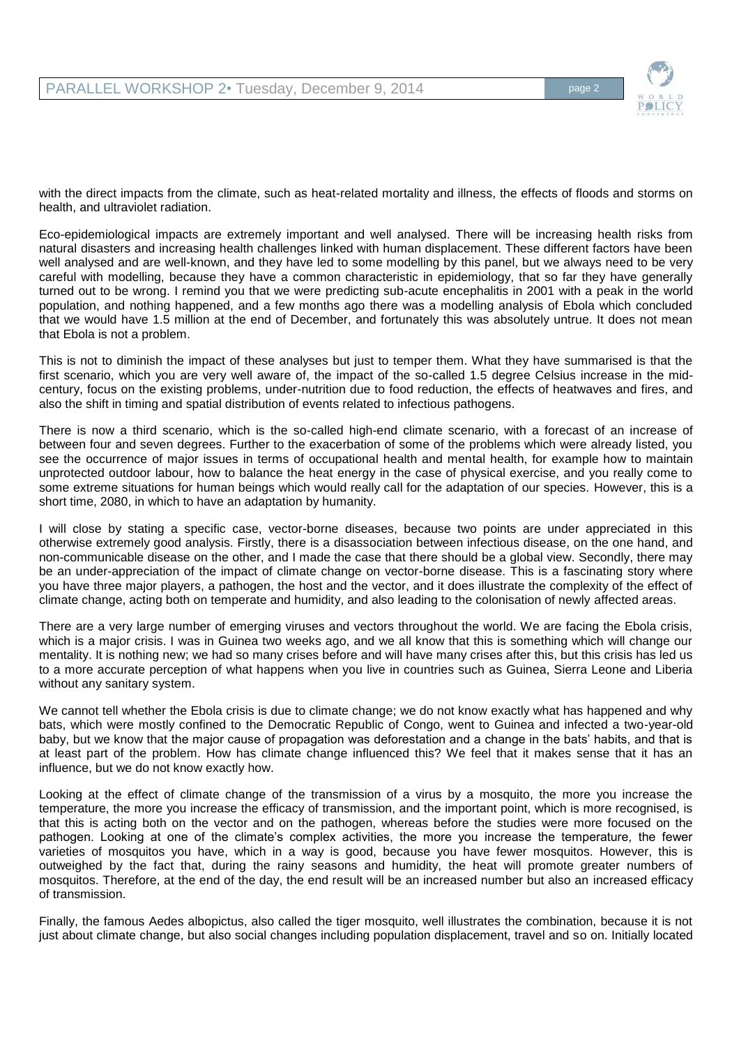with the direct impacts from the climate, such as heat-related mortality and illness, the effects of floods and storms on health, and ultraviolet radiation.

Eco-epidemiological impacts are extremely important and well analysed. There will be increasing health risks from natural disasters and increasing health challenges linked with human displacement. These different factors have been well analysed and are well-known, and they have led to some modelling by this panel, but we always need to be very careful with modelling, because they have a common characteristic in epidemiology, that so far they have generally turned out to be wrong. I remind you that we were predicting sub-acute encephalitis in 2001 with a peak in the world population, and nothing happened, and a few months ago there was a modelling analysis of Ebola which concluded that we would have 1.5 million at the end of December, and fortunately this was absolutely untrue. It does not mean that Ebola is not a problem.

This is not to diminish the impact of these analyses but just to temper them. What they have summarised is that the first scenario, which you are very well aware of, the impact of the so-called 1.5 degree Celsius increase in the mid-century, focus on the existing problems, under-nutrition due to food reduction, the effects of heatwaves and fires, and also the shift in timing and spatial distribution of events related to infectious pathogens.

There is now a third scenario, which is the so-called high-end climate scenario, with a forecast of an increase of between four and seven degrees. Further to the exacerbation of some of the problems which were already listed, you see the occurrence of major issues in terms of occupational health and mental health, for example how to maintain unprotected outdoor labour, how to balance the heat energy in the case of physical exercise, and you really come to some extreme situations for human beings which would really call for the adaptation of our species. However, this is a short time, 2080, in which to have an adaptation by humanity.

I will close by stating a specific case, vector-borne diseases, because two points are under appreciated in this otherwise extremely good analysis. Firstly, there is a disassociation between infectious disease, on the one hand, and non-communicable disease on the other, and I made the case that there should be a global view. Secondly, there may be an under-appreciation of the impact of climate change on vector-borne disease. This is a fascinating story where you have three major players, a pathogen, the host and the vector, and it does illustrate the complexity of the effect of climate change, acting both on temperate and humidity, and also leading to the colonisation of newly affected areas.

There are a very large number of emerging viruses and vectors throughout the world. We are facing the Ebola crisis, which is a major crisis. I was in Guinea two weeks ago, and we all know that this is something which will change our mentality. It is nothing new; we had so many crises before and will have many crises after this, but this crisis has led us to a more accurate perception of what happens when you live in countries such as Guinea, Sierra Leone and Liberia without any sanitary system.

We cannot tell whether the Ebola crisis is due to climate change; we do not know exactly what has happened and why bats, which were mostly confined to the Democratic Republic of Congo, went to Guinea and infected a two-year-old baby, but we know that the major cause of propagation was deforestation and a change in the bats' habits, and that is at least part of the problem. How has climate change influenced this? We feel that it makes sense that it has an influence, but we do not know exactly how.

Looking at the effect of climate change of the transmission of a virus by a mosquito, the more you increase the temperature, the more you increase the efficacy of transmission, and the important point, which is more recognised, is that this is acting both on the vector and on the pathogen, whereas before the studies were more focused on the pathogen. Looking at one of the climate's complex activities, the more you increase the temperature, the fewer varieties of mosquitos you have, which in a way is good, because you have fewer mosquitos. However, this is outweighed by the fact that, during the rainy seasons and humidity, the heat will promote greater numbers of mosquitos. Therefore, at the end of the day, the end result will be an increased number but also an increased efficacy of transmission.

Finally, the famous Aedes albopictus, also called the tiger mosquito, well illustrates the combination, because it is not just about climate change, but also social changes including population displacement, travel and so on. Initially located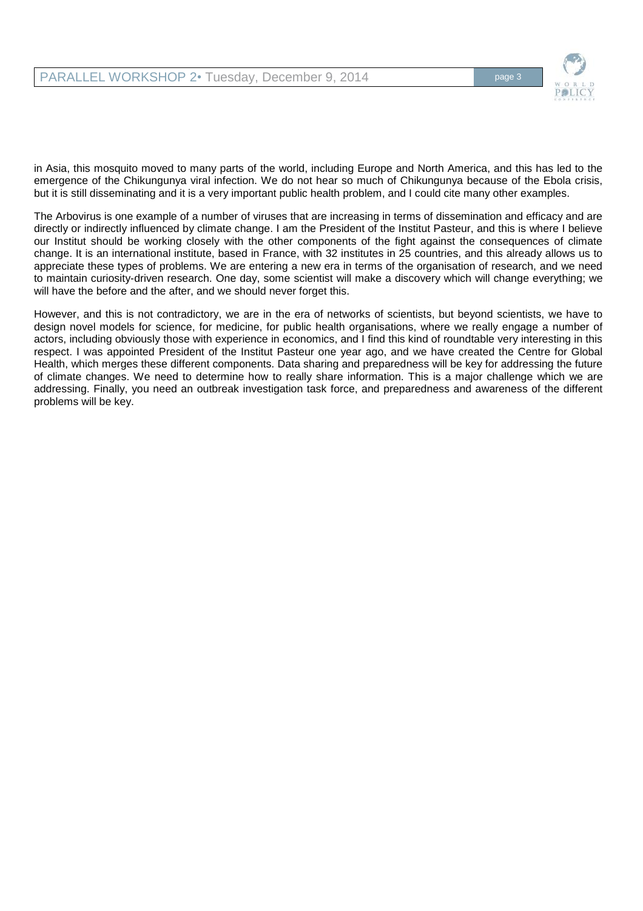in Asia, this mosquito moved to many parts of the world, including Europe and North America, and this has led to the emergence of the Chikungunya viral infection. We do not hear so much of Chikungunya because of the Ebola crisis, but it is still disseminating and it is a very important public health problem, and I could cite many other examples.

The Arbovirus is one example of a number of viruses that are increasing in terms of dissemination and efficacy and are directly or indirectly influenced by climate change. I am the President of the Institut Pasteur, and this is where I believe our Institut should be working closely with the other components of the fight against the consequences of climate change. It is an international institute, based in France, with 32 institutes in 25 countries, and this already allows us to appreciate these types of problems. We are entering a new era in terms of the organisation of research, and we need to maintain curiosity-driven research. One day, some scientist will make a discovery which will change everything; we will have the before and the after, and we should never forget this.

However, and this is not contradictory, we are in the era of networks of scientists, but beyond scientists, we have to design novel models for science, for medicine, for public health organisations, where we really engage a number of actors, including obviously those with experience in economics, and I find this kind of roundtable very interesting in this respect. I was appointed President of the Institut Pasteur one year ago, and we have created the Centre for Global Health, which merges these different components. Data sharing and preparedness will be key for addressing the future of climate changes. We need to determine how to really share information. This is a major challenge which we are addressing. Finally, you need an outbreak investigation task force, and preparedness and awareness of the different problems will be key.